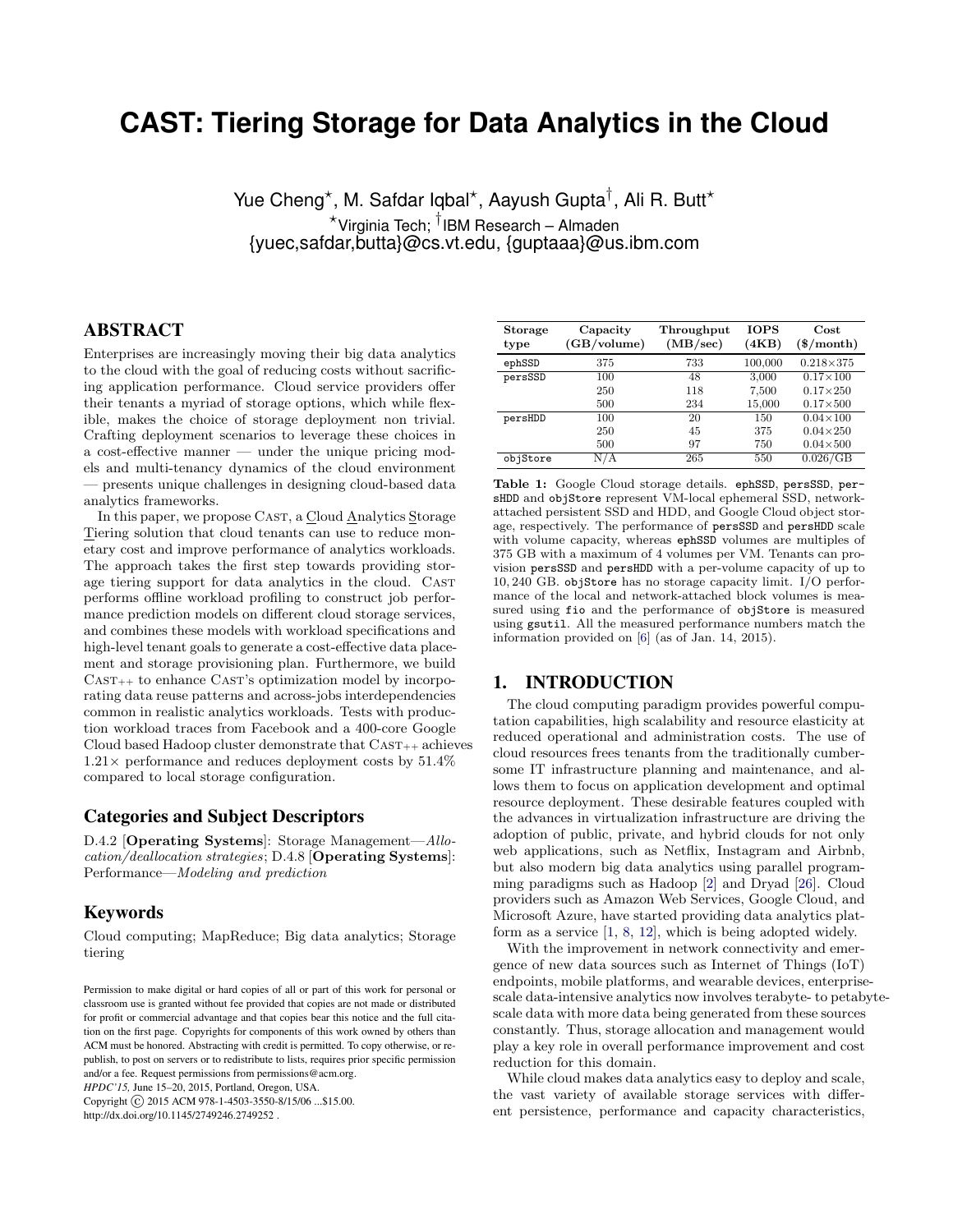# CAST: Tiering Storage for Data Analytics in the Cloud

Yue Cheng[⋆], M. Safdar Iqbal[⋆], Aayush Gupta[†], Ali R. Butt[⋆]
[⋆]Virginia Tech; [†]IBM Research – Almaden
{yuec,safdar,butta}@cs.vt.edu, {guptaaa}@us.ibm.com

## ABSTRACT

Enterprises are increasingly moving their big data analytics to the cloud with the goal of reducing costs without sacrificing application performance. Cloud service providers offer their tenants a myriad of storage options, which while flexible, makes the choice of storage deployment non trivial. Crafting deployment scenarios to leverage these choices in a cost-effective manner — under the unique pricing models and multi-tenancy dynamics of the cloud environment — presents unique challenges in designing cloud-based data analytics frameworks.

In this paper, we propose CAST, a Cloud Analytics Storage Tiering solution that cloud tenants can use to reduce monetary cost and improve performance of analytics workloads. The approach takes the first step towards providing storage tiering support for data analytics in the cloud. CAST performs offline workload profiling to construct job performance prediction models on different cloud storage services, and combines these models with workload specifications and high-level tenant goals to generate a cost-effective data placement and storage provisioning plan. Furthermore, we build CAST++ to enhance CAST's optimization model by incorporating data reuse patterns and across-jobs interdependencies common in realistic analytics workloads. Tests with production workload traces from Facebook and a 400-core Google Cloud based Hadoop cluster demonstrate that CAST++ achieves 1.21× performance and reduces deployment costs by 51.4% compared to local storage configuration.

## Categories and Subject Descriptors

D.4.2 [**Operating Systems**]: Storage Management—*Allocation/deallocation strategies*; D.4.8 [**Operating Systems**]: Performance—*Modeling and prediction*

## Keywords

Cloud computing; MapReduce; Big data analytics; Storage tiering

Permission to make digital or hard copies of all or part of this work for personal or classroom use is granted without fee provided that copies are not made or distributed for profit or commercial advantage and that copies bear this notice and the full citation on the first page. Copyrights for components of this work owned by others than ACM must be honored. Abstracting with credit is permitted. To copy otherwise, or republish, to post on servers or to redistribute to lists, requires prior specific permission and/or a fee. Request permissions from permissions@acm.org.
*HPDC'15,* June 15–20, 2015, Portland, Oregon, USA.
Copyright © 2015 ACM 978-1-4503-3550-8/15/06 ...$15.00.
http://dx.doi.org/10.1145/2749246.2749252 .

| Storage type | Capacity (GB/volume) | Throughput (MB/sec) | IOPS (4KB) | Cost ($/month) |
|---|---|---|---|---|
| ephSSD | 375 | 733 | 100,000 | 0.218×375 |
| persSSD | 100 | 48 | 3,000 | 0.17×100 |
| | 250 | 118 | 7,500 | 0.17×250 |
| | 500 | 234 | 15,000 | 0.17×500 |
| persHDD | 100 | 20 | 150 | 0.04×100 |
| | 250 | 45 | 375 | 0.04×250 |
| | 500 | 97 | 750 | 0.04×500 |
| objStore | N/A | 265 | 550 | 0.026/GB |

**Table 1:** Google Cloud storage details. ephSSD, persSSD, persHDD and objStore represent VM-local ephemeral SSD, network-attached persistent SSD and HDD, and Google Cloud object storage, respectively. The performance of persSSD and persHDD scale with volume capacity, whereas ephSSD volumes are multiples of 375 GB with a maximum of 4 volumes per VM. Tenants can provision persSSD and persHDD with a per-volume capacity of up to 10,240 GB. objStore has no storage capacity limit. I/O performance of the local and network-attached block volumes is measured using fio and the performance of objStore is measured using gsutil. All the measured performance numbers match the information provided on [6] (as of Jan. 14, 2015).

## 1. INTRODUCTION

The cloud computing paradigm provides powerful computation capabilities, high scalability and resource elasticity at reduced operational and administration costs. The use of cloud resources frees tenants from the traditionally cumbersome IT infrastructure planning and maintenance, and allows them to focus on application development and optimal resource deployment. These desirable features coupled with the advances in virtualization infrastructure are driving the adoption of public, private, and hybrid clouds for not only web applications, such as Netflix, Instagram and Airbnb, but also modern big data analytics using parallel programming paradigms such as Hadoop [2] and Dryad [26]. Cloud providers such as Amazon Web Services, Google Cloud, and Microsoft Azure, have started providing data analytics platform as a service [1, 8, 12], which is being adopted widely.

With the improvement in network connectivity and emergence of new data sources such as Internet of Things (IoT) endpoints, mobile platforms, and wearable devices, enterprise-scale data-intensive analytics now involves terabyte- to petabyte-scale data with more data being generated from these sources constantly. Thus, storage allocation and management would play a key role in overall performance improvement and cost reduction for this domain.

While cloud makes data analytics easy to deploy and scale, the vast variety of available storage services with different persistence, performance and capacity characteristics,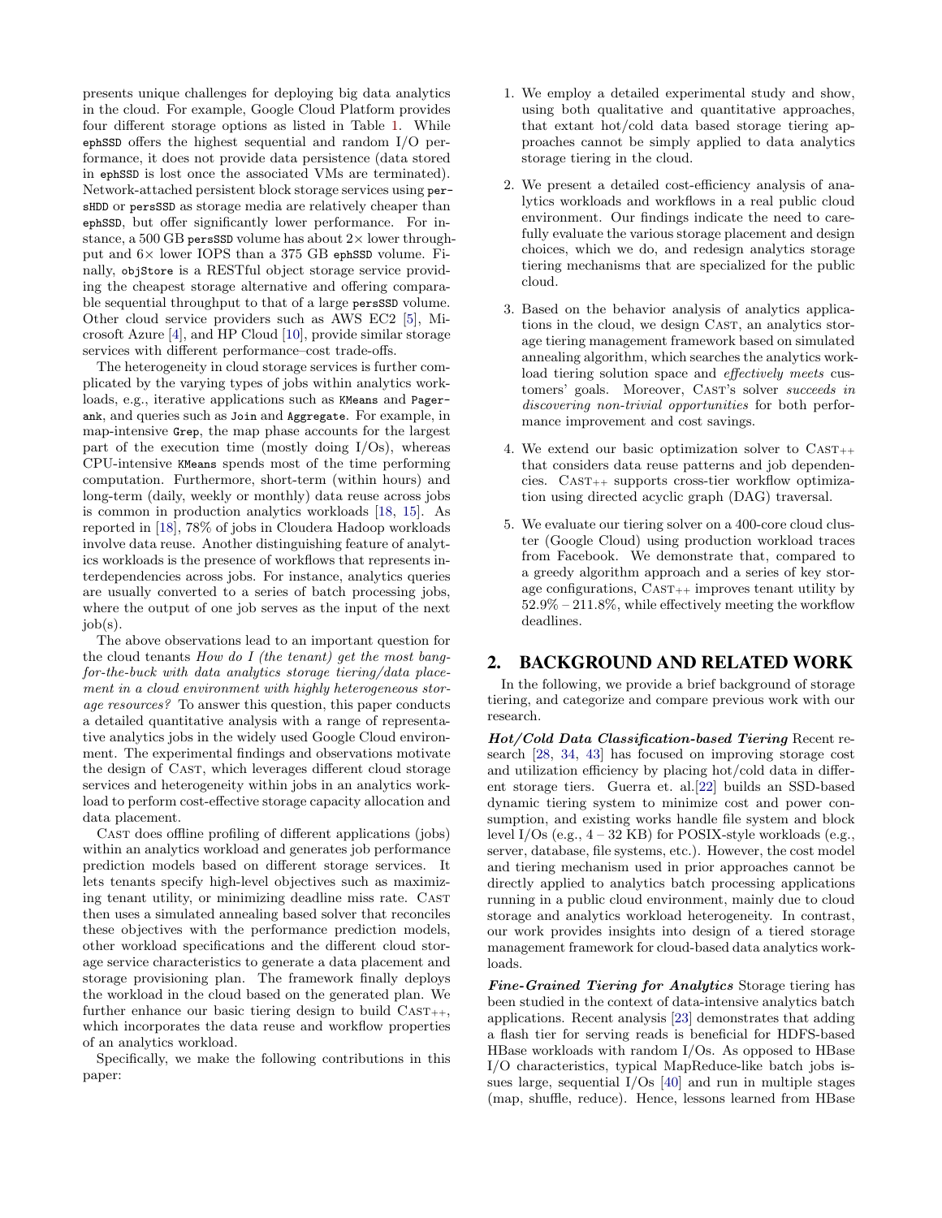presents unique challenges for deploying big data analytics in the cloud. For example, Google Cloud Platform provides four different storage options as listed in Table 1. While `ephSSD` offers the highest sequential and random I/O performance, it does not provide data persistence (data stored in `ephSSD` is lost once the associated VMs are terminated). Network-attached persistent block storage services using `persHDD` or `persSSD` as storage media are relatively cheaper than `ephSSD`, but offer significantly lower performance. For instance, a 500 GB `persSSD` volume has about 2× lower throughput and 6× lower IOPS than a 375 GB `ephSSD` volume. Finally, `objStore` is a RESTful object storage service providing the cheapest storage alternative and offering comparable sequential throughput to that of a large `persSSD` volume. Other cloud service providers such as AWS EC2 [5], Microsoft Azure [4], and HP Cloud [10], provide similar storage services with different performance–cost trade-offs.

The heterogeneity in cloud storage services is further complicated by the varying types of jobs within analytics workloads, e.g., iterative applications such as `KMeans` and `Pagerank`, and queries such as `Join` and `Aggregate`. For example, in map-intensive `Grep`, the map phase accounts for the largest part of the execution time (mostly doing I/Os), whereas CPU-intensive `KMeans` spends most of the time performing computation. Furthermore, short-term (within hours) and long-term (daily, weekly or monthly) data reuse across jobs is common in production analytics workloads [18, 15]. As reported in [18], 78% of jobs in Cloudera Hadoop workloads involve data reuse. Another distinguishing feature of analytics workloads is the presence of workflows that represents interdependencies across jobs. For instance, analytics queries are usually converted to a series of batch processing jobs, where the output of one job serves as the input of the next job(s).

The above observations lead to an important question for the cloud tenants *How do I (the tenant) get the most bang-for-the-buck with data analytics storage tiering/data placement in a cloud environment with highly heterogeneous storage resources?* To answer this question, this paper conducts a detailed quantitative analysis with a range of representative analytics jobs in the widely used Google Cloud environment. The experimental findings and observations motivate the design of CAST, which leverages different cloud storage services and heterogeneity within jobs in an analytics workload to perform cost-effective storage capacity allocation and data placement.

CAST does offline profiling of different applications (jobs) within an analytics workload and generates job performance prediction models based on different storage services. It lets tenants specify high-level objectives such as maximizing tenant utility, or minimizing deadline miss rate. CAST then uses a simulated annealing based solver that reconciles these objectives with the performance prediction models, other workload specifications and the different cloud storage service characteristics to generate a data placement and storage provisioning plan. The framework finally deploys the workload in the cloud based on the generated plan. We further enhance our basic tiering design to build CAST++, which incorporates the data reuse and workflow properties of an analytics workload.

Specifically, we make the following contributions in this paper:

1. We employ a detailed experimental study and show, using both qualitative and quantitative approaches, that extant hot/cold data based storage tiering approaches cannot be simply applied to data analytics storage tiering in the cloud.

2. We present a detailed cost-efficiency analysis of analytics workloads and workflows in a real public cloud environment. Our findings indicate the need to carefully evaluate the various storage placement and design choices, which we do, and redesign analytics storage tiering mechanisms that are specialized for the public cloud.

3. Based on the behavior analysis of analytics applications in the cloud, we design CAST, an analytics storage tiering management framework based on simulated annealing algorithm, which searches the analytics workload tiering solution space and *effectively meets* customers' goals. Moreover, CAST's solver *succeeds in discovering non-trivial opportunities* for both performance improvement and cost savings.

4. We extend our basic optimization solver to CAST++ that considers data reuse patterns and job dependencies. CAST++ supports cross-tier workflow optimization using directed acyclic graph (DAG) traversal.

5. We evaluate our tiering solver on a 400-core cloud cluster (Google Cloud) using production workload traces from Facebook. We demonstrate that, compared to a greedy algorithm approach and a series of key storage configurations, CAST++ improves tenant utility by 52.9% – 211.8%, while effectively meeting the workflow deadlines.

## 2. BACKGROUND AND RELATED WORK

In the following, we provide a brief background of storage tiering, and categorize and compare previous work with our research.

***Hot/Cold Data Classification-based Tiering*** Recent research [28, 34, 43] has focused on improving storage cost and utilization efficiency by placing hot/cold data in different storage tiers. Guerra et. al.[22] builds an SSD-based dynamic tiering system to minimize cost and power consumption, and existing works handle file system and block level I/Os (e.g., 4 – 32 KB) for POSIX-style workloads (e.g., server, database, file systems, etc.). However, the cost model and tiering mechanism used in prior approaches cannot be directly applied to analytics batch processing applications running in a public cloud environment, mainly due to cloud storage and analytics workload heterogeneity. In contrast, our work provides insights into design of a tiered storage management framework for cloud-based data analytics workloads.

***Fine-Grained Tiering for Analytics*** Storage tiering has been studied in the context of data-intensive analytics batch applications. Recent analysis [23] demonstrates that adding a flash tier for serving reads is beneficial for HDFS-based HBase workloads with random I/Os. As opposed to HBase I/O characteristics, typical MapReduce-like batch jobs issues large, sequential I/Os [40] and run in multiple stages (map, shuffle, reduce). Hence, lessons learned from HBase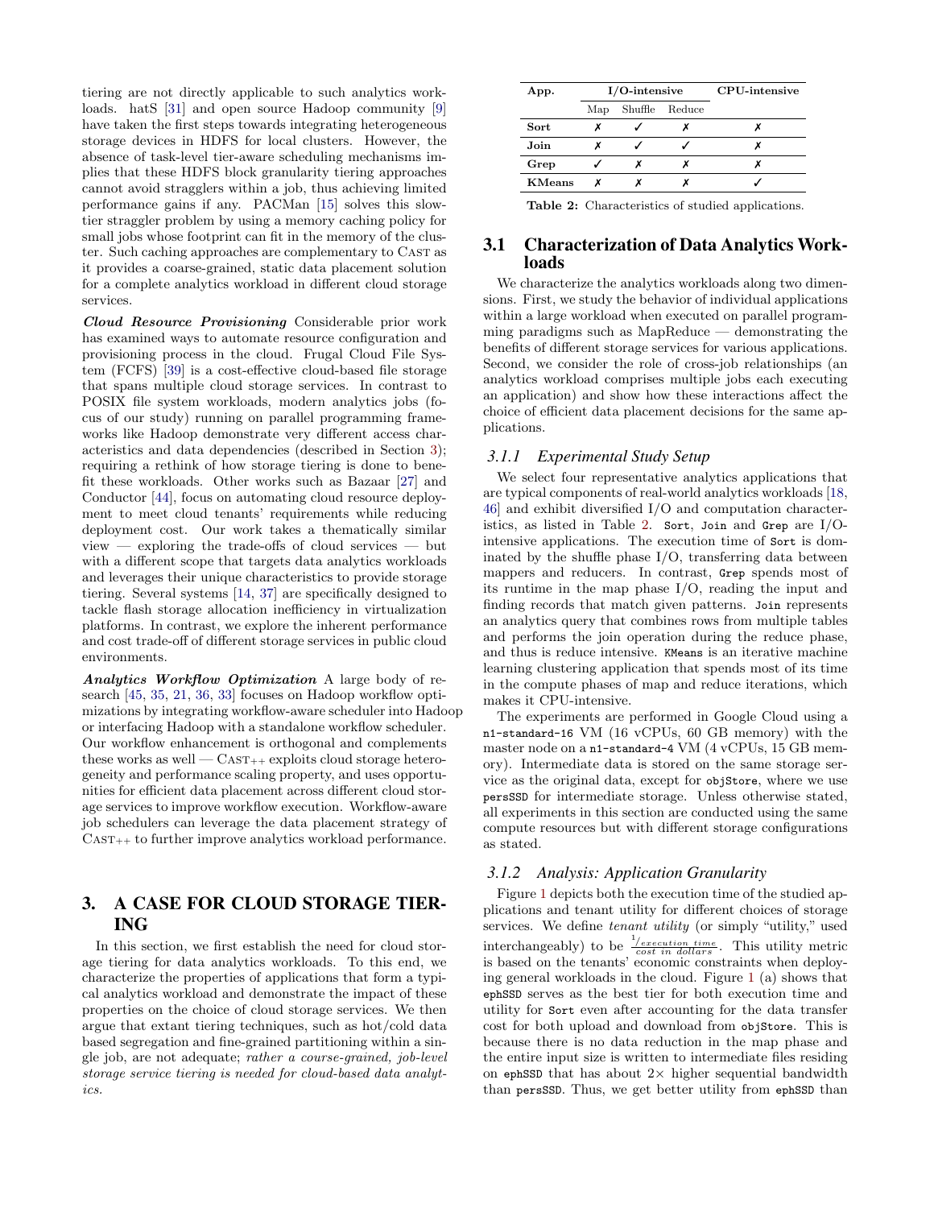tiering are not directly applicable to such analytics workloads. hatS [31] and open source Hadoop community [9] have taken the first steps towards integrating heterogeneous storage devices in HDFS for local clusters. However, the absence of task-level tier-aware scheduling mechanisms implies that these HDFS block granularity tiering approaches cannot avoid stragglers within a job, thus achieving limited performance gains if any. PACMan [15] solves this slow-tier straggler problem by using a memory caching policy for small jobs whose footprint can fit in the memory of the cluster. Such caching approaches are complementary to CAST as it provides a coarse-grained, static data placement solution for a complete analytics workload in different cloud storage services.

***Cloud Resource Provisioning*** Considerable prior work has examined ways to automate resource configuration and provisioning process in the cloud. Frugal Cloud File System (FCFS) [39] is a cost-effective cloud-based file storage that spans multiple cloud storage services. In contrast to POSIX file system workloads, modern analytics jobs (focus of our study) running on parallel programming frameworks like Hadoop demonstrate very different access characteristics and data dependencies (described in Section 3); requiring a rethink of how storage tiering is done to benefit these workloads. Other works such as Bazaar [27] and Conductor [44], focus on automating cloud resource deployment to meet cloud tenants' requirements while reducing deployment cost. Our work takes a thematically similar view — exploring the trade-offs of cloud services — but with a different scope that targets data analytics workloads and leverages their unique characteristics to provide storage tiering. Several systems [14, 37] are specifically designed to tackle flash storage allocation inefficiency in virtualization platforms. In contrast, we explore the inherent performance and cost trade-off of different storage services in public cloud environments.

***Analytics Workflow Optimization*** A large body of research [45, 35, 21, 36, 33] focuses on Hadoop workflow optimizations by integrating workflow-aware scheduler into Hadoop or interfacing Hadoop with a standalone workflow scheduler. Our workflow enhancement is orthogonal and complements these works as well — CAST++ exploits cloud storage heterogeneity and performance scaling property, and uses opportunities for efficient data placement across different cloud storage services to improve workflow execution. Workflow-aware job schedulers can leverage the data placement strategy of CAST++ to further improve analytics workload performance.

# 3. A CASE FOR CLOUD STORAGE TIERING

In this section, we first establish the need for cloud storage tiering for data analytics workloads. To this end, we characterize the properties of applications that form a typical analytics workload and demonstrate the impact of these properties on the choice of cloud storage services. We then argue that extant tiering techniques, such as hot/cold data based segregation and fine-grained partitioning within a single job, are not adequate; *rather a course-grained, job-level storage service tiering is needed for cloud-based data analytics.*

| App. | I/O-intensive | | | CPU-intensive |
|---|---|---|---|---|
| | Map | Shuffle | Reduce | |
| **Sort** | ✗ | ✓ | ✗ | ✗ |
| **Join** | ✗ | ✓ | ✓ | ✗ |
| **Grep** | ✓ | ✗ | ✗ | ✗ |
| **KMeans** | ✗ | ✗ | ✗ | ✓ |

**Table 2:** Characteristics of studied applications.

## 3.1 Characterization of Data Analytics Workloads

We characterize the analytics workloads along two dimensions. First, we study the behavior of individual applications within a large workload when executed on parallel programming paradigms such as MapReduce — demonstrating the benefits of different storage services for various applications. Second, we consider the role of cross-job relationships (an analytics workload comprises multiple jobs each executing an application) and show how these interactions affect the choice of efficient data placement decisions for the same applications.

### *3.1.1 Experimental Study Setup*

We select four representative analytics applications that are typical components of real-world analytics workloads [18, 46] and exhibit diversified I/O and computation characteristics, as listed in Table 2. `Sort`, `Join` and `Grep` are I/O-intensive applications. The execution time of `Sort` is dominated by the shuffle phase I/O, transferring data between mappers and reducers. In contrast, `Grep` spends most of its runtime in the map phase I/O, reading the input and finding records that match given patterns. `Join` represents an analytics query that combines rows from multiple tables and performs the join operation during the reduce phase, and thus is reduce intensive. `KMeans` is an iterative machine learning clustering application that spends most of its time in the compute phases of map and reduce iterations, which makes it CPU-intensive.

The experiments are performed in Google Cloud using a `n1-standard-16` VM (16 vCPUs, 60 GB memory) with the master node on a `n1-standard-4` VM (4 vCPUs, 15 GB memory). Intermediate data is stored on the same storage service as the original data, except for `objStore`, where we use `persSSD` for intermediate storage. Unless otherwise stated, all experiments in this section are conducted using the same compute resources but with different storage configurations as stated.

### *3.1.2 Analysis: Application Granularity*

Figure 1 depicts both the execution time of the studied applications and tenant utility for different choices of storage services. We define *tenant utility* (or simply "utility," used interchangeably) to be $\frac{1/_{execution\ time}}{cost\ in\ dollars}$. This utility metric is based on the tenants' economic constraints when deploying general workloads in the cloud. Figure 1 (a) shows that `ephSSD` serves as the best tier for both execution time and utility for `Sort` even after accounting for the data transfer cost for both upload and download from `objStore`. This is because there is no data reduction in the map phase and the entire input size is written to intermediate files residing on `ephSSD` that has about 2× higher sequential bandwidth than `persSSD`. Thus, we get better utility from `ephSSD` than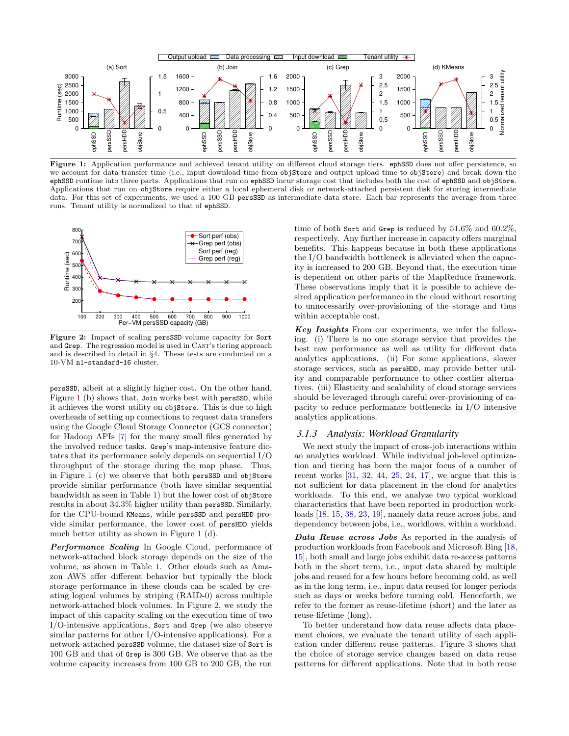**Figure 1:** Application performance and achieved tenant utility on different cloud storage tiers. `ephSSD` does not offer persistence, so we account for data transfer time (i.e., input download time from `objStore` and output upload time to `objStore`) and break down the `ephSSD` runtime into three parts. Applications that run on `ephSSD` incur storage cost that includes both the cost of `ephSSD` and `objStore`. Applications that run on `objStore` require either a local ephemeral disk or network-attached persistent disk for storing intermediate data. For this set of experiments, we used a 100 GB `persSSD` as intermediate data store. Each bar represents the average from three runs. Tenant utility is normalized to that of `ephSSD`.

**Figure 2:** Impact of scaling `persSSD` volume capacity for `Sort` and `Grep`. The regression model is used in CAST's tiering approach and is described in detail in §4. These tests are conducted on a 10-VM `n1-standard-16` cluster.

`persSSD`, albeit at a slightly higher cost. On the other hand, Figure 1 (b) shows that, `Join` works best with `persSSD`, while it achieves the worst utility on `objStore`. This is due to high overheads of setting up connections to request data transfers using the Google Cloud Storage Connector (GCS connector) for Hadoop APIs [7] for the many small files generated by the involved reduce tasks. `Grep`'s map-intensive feature dictates that its performance solely depends on sequential I/O throughput of the storage during the map phase. Thus, in Figure 1 (c) we observe that both `persSSD` and `objStore` provide similar performance (both have similar sequential bandwidth as seen in Table 1) but the lower cost of `objStore` results in about 34.3% higher utility than `persSSD`. Similarly, for the CPU-bound `KMeans`, while `persSSD` and `persHDD` provide similar performance, the lower cost of `persHDD` yields much better utility as shown in Figure 1 (d).

***Performance Scaling*** In Google Cloud, performance of network-attached block storage depends on the size of the volume, as shown in Table 1. Other clouds such as Amazon AWS offer different behavior but typically the block storage performance in these clouds can be scaled by creating logical volumes by striping (RAID-0) across multiple network-attached block volumes. In Figure 2, we study the impact of this capacity scaling on the execution time of two I/O-intensive applications, `Sort` and `Grep` (we also observe similar patterns for other I/O-intensive applications). For a network-attached `persSSD` volume, the dataset size of `Sort` is 100 GB and that of `Grep` is 300 GB. We observe that as the volume capacity increases from 100 GB to 200 GB, the run time of both `Sort` and `Grep` is reduced by 51.6% and 60.2%, respectively. Any further increase in capacity offers marginal benefits. This happens because in both these applications the I/O bandwidth bottleneck is alleviated when the capacity is increased to 200 GB. Beyond that, the execution time is dependent on other parts of the MapReduce framework. These observations imply that it is possible to achieve desired application performance in the cloud without resorting to unnecessarily over-provisioning of the storage and thus within acceptable cost.

***Key Insights*** From our experiments, we infer the following. (i) There is no one storage service that provides the best raw performance as well as utility for different data analytics applications. (ii) For some applications, slower storage services, such as `persHDD`, may provide better utility and comparable performance to other costlier alternatives. (iii) Elasticity and scalability of cloud storage services should be leveraged through careful over-provisioning of capacity to reduce performance bottlenecks in I/O intensive analytics applications.

### 3.1.3 Analysis: Workload Granularity

We next study the impact of cross-job interactions within an analytics workload. While individual job-level optimization and tiering has been the major focus of a number of recent works [31, 32, 44, 25, 24, 17], we argue that this is not sufficient for data placement in the cloud for analytics workloads. To this end, we analyze two typical workload characteristics that have been reported in production workloads [18, 15, 38, 23, 19], namely data reuse across jobs, and dependency between jobs, i.e., workflows, within a workload.

***Data Reuse across Jobs*** As reported in the analysis of production workloads from Facebook and Microsoft Bing [18, 15], both small and large jobs exhibit data re-access patterns both in the short term, i.e., input data shared by multiple jobs and reused for a few hours before becoming cold, as well as in the long term, i.e., input data reused for longer periods such as days or weeks before turning cold. Henceforth, we refer to the former as reuse-lifetime (short) and the later as reuse-lifetime (long).

To better understand how data reuse affects data placement choices, we evaluate the tenant utility of each application under different reuse patterns. Figure 3 shows that the choice of storage service changes based on data reuse patterns for different applications. Note that in both reuse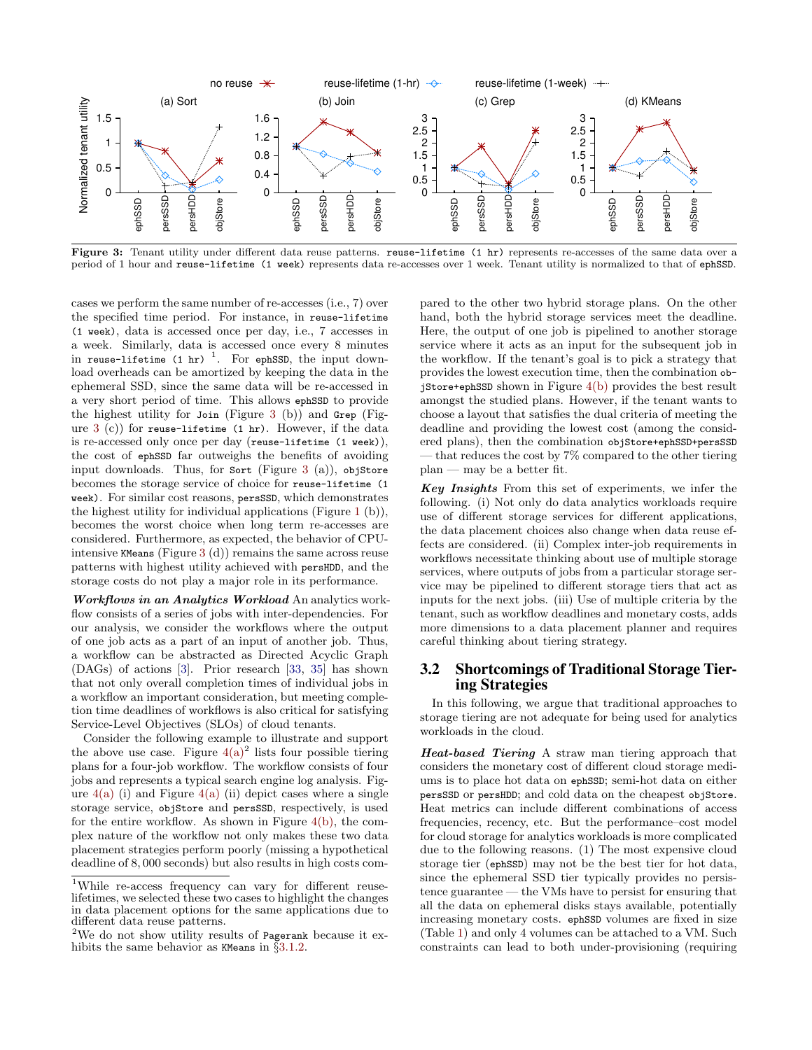**Figure 3:** Tenant utility under different data reuse patterns. `reuse-lifetime (1 hr)` represents re-accesses of the same data over a period of 1 hour and `reuse-lifetime (1 week)` represents data re-accesses over 1 week. Tenant utility is normalized to that of `ephSSD`.

cases we perform the same number of re-accesses (i.e., 7) over the specified time period. For instance, in `reuse-lifetime (1 week)`, data is accessed once per day, i.e., 7 accesses in a week. Similarly, data is accessed once every 8 minutes in `reuse-lifetime (1 hr)` [1]. For `ephSSD`, the input download overheads can be amortized by keeping the data in the ephemeral SSD, since the same data will be re-accessed in a very short period of time. This allows `ephSSD` to provide the highest utility for `Join` (Figure 3 (b)) and `Grep` (Figure 3 (c)) for `reuse-lifetime (1 hr)`. However, if the data is re-accessed only once per day (`reuse-lifetime (1 week)`), the cost of `ephSSD` far outweighs the benefits of avoiding input downloads. Thus, for `Sort` (Figure 3 (a)), `objStore` becomes the storage service of choice for `reuse-lifetime (1 week)`. For similar cost reasons, `persSSD`, which demonstrates the highest utility for individual applications (Figure 1 (b)), becomes the worst choice when long term re-accesses are considered. Furthermore, as expected, the behavior of CPU-intensive `KMeans` (Figure 3 (d)) remains the same across reuse patterns with highest utility achieved with `persHDD`, and the storage costs do not play a major role in its performance.

***Workflows in an Analytics Workload*** An analytics workflow consists of a series of jobs with inter-dependencies. For our analysis, we consider the workflows where the output of one job acts as a part of an input of another job. Thus, a workflow can be abstracted as Directed Acyclic Graph (DAGs) of actions [3]. Prior research [33, 35] has shown that not only overall completion times of individual jobs in a workflow an important consideration, but meeting completion time deadlines of workflows is also critical for satisfying Service-Level Objectives (SLOs) of cloud tenants.

Consider the following example to illustrate and support the above use case. Figure 4(a)[2] lists four possible tiering plans for a four-job workflow. The workflow consists of four jobs and represents a typical search engine log analysis. Figure 4(a) (i) and Figure 4(a) (ii) depict cases where a single storage service, `objStore` and `persSSD`, respectively, is used for the entire workflow. As shown in Figure 4(b), the complex nature of the workflow not only makes these two data placement strategies perform poorly (missing a hypothetical deadline of 8,000 seconds) but also results in high costs compared to the other two hybrid storage plans. On the other hand, both the hybrid storage services meet the deadline. Here, the output of one job is pipelined to another storage service where it acts as an input for the subsequent job in the workflow. If the tenant's goal is to pick a strategy that provides the lowest execution time, then the combination `objStore+ephSSD` shown in Figure 4(b) provides the best result amongst the studied plans. However, if the tenant wants to choose a layout that satisfies the dual criteria of meeting the deadline and providing the lowest cost (among the considered plans), then the combination `objStore+ephSSD+persSSD` — that reduces the cost by 7% compared to the other tiering plan — may be a better fit.

***Key Insights*** From this set of experiments, we infer the following. (i) Not only do data analytics workloads require use of different storage services for different applications, the data placement choices also change when data reuse effects are considered. (ii) Complex inter-job requirements in workflows necessitate thinking about use of multiple storage services, where outputs of jobs from a particular storage service may be pipelined to different storage tiers that act as inputs for the next jobs. (iii) Use of multiple criteria by the tenant, such as workflow deadlines and monetary costs, adds more dimensions to a data placement planner and requires careful thinking about tiering strategy.

## 3.2 Shortcomings of Traditional Storage Tiering Strategies

In this following, we argue that traditional approaches to storage tiering are not adequate for being used for analytics workloads in the cloud.

***Heat-based Tiering*** A straw man tiering approach that considers the monetary cost of different cloud storage mediums is to place hot data on `ephSSD`; semi-hot data on either `persSSD` or `persHDD`; and cold data on the cheapest `objStore`. Heat metrics can include different combinations of access frequencies, recency, etc. But the performance–cost model for cloud storage for analytics workloads is more complicated due to the following reasons. (1) The most expensive cloud storage tier (`ephSSD`) may not be the best tier for hot data, since the ephemeral SSD tier typically provides no persistence guarantee — the VMs have to persist for ensuring that all the data on ephemeral disks stays available, potentially increasing monetary costs. `ephSSD` volumes are fixed in size (Table 1) and only 4 volumes can be attached to a VM. Such constraints can lead to both under-provisioning (requiring

[1] While re-access frequency can vary for different reuse-lifetimes, we selected these two cases to highlight the changes in data placement options for the same applications due to different data reuse patterns.

[2] We do not show utility results of `Pagerank` because it exhibits the same behavior as `KMeans` in §3.1.2.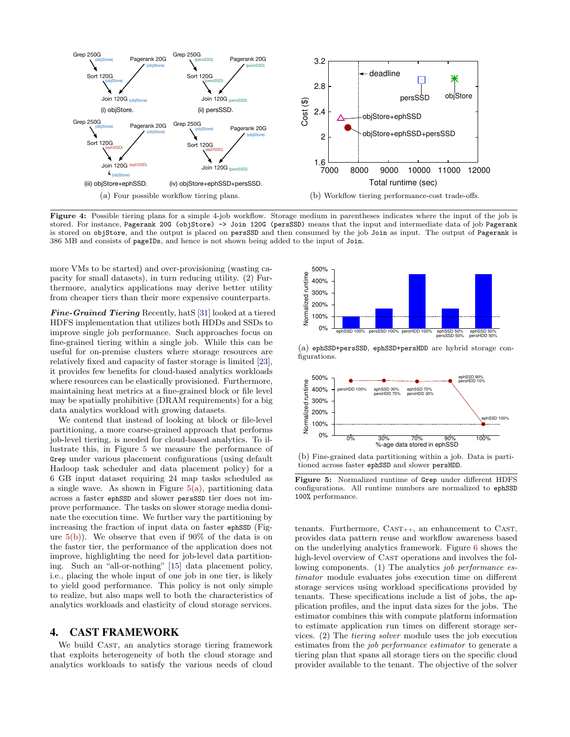(a) Four possible workflow tiering plans.

(b) Workflow tiering performance-cost trade-offs.

**Figure 4:** Possible tiering plans for a simple 4-job workflow. Storage medium in parentheses indicates where the input of the job is stored. For instance, `Pagerank 20G (objStore) -> Join 120G (persSSD)` means that the input and intermediate data of job `Pagerank` is stored on `objStore`, and the output is placed on `persSSD` and then consumed by the job `Join` as input. The output of `Pagerank` is 386 MB and consists of `pageIDs`, and hence is not shown being added to the input of `Join`.

more VMs to be started) and over-provisioning (wasting capacity for small datasets), in turn reducing utility. (2) Furthermore, analytics applications may derive better utility from cheaper tiers than their more expensive counterparts.

***Fine-Grained Tiering*** Recently, hatS [31] looked at a tiered HDFS implementation that utilizes both HDDs and SSDs to improve single job performance. Such approaches focus on fine-grained tiering within a single job. While this can be useful for on-premise clusters where storage resources are relatively fixed and capacity of faster storage is limited [23], it provides few benefits for cloud-based analytics workloads where resources can be elastically provisioned. Furthermore, maintaining heat metrics at a fine-grained block or file level may be spatially prohibitive (DRAM requirements) for a big data analytics workload with growing datasets.

We contend that instead of looking at block or file-level partitioning, a more coarse-grained approach that performs job-level tiering, is needed for cloud-based analytics. To illustrate this, in Figure 5 we measure the performance of `Grep` under various placement configurations (using default Hadoop task scheduler and data placement policy) for a 6 GB input dataset requiring 24 map tasks scheduled as a single wave. As shown in Figure 5(a), partitioning data across a faster `ephSSD` and slower `persSSD` tier does not improve performance. The tasks on slower storage media dominate the execution time. We further vary the partitioning by increasing the fraction of input data on faster `ephSSD` (Figure 5(b)). We observe that even if 90% of the data is on the faster tier, the performance of the application does not improve, highlighting the need for job-level data partitioning. Such an "all-or-nothing" [15] data placement policy, i.e., placing the whole input of one job in one tier, is likely to yield good performance. This policy is not only simple to realize, but also maps well to both the characteristics of analytics workloads and elasticity of cloud storage services.

(a) `ephSSD+persSSD`, `ephSSD+persHDD` are hybrid storage configurations.

(b) Fine-grained data partitioning within a job. Data is partitioned across faster `ephSSD` and slower `persHDD`.

**Figure 5:** Normalized runtime of `Grep` under different HDFS configurations. All runtime numbers are normalized to `ephSSD 100%` performance.

## 4. CAST FRAMEWORK

We build CAST, an analytics storage tiering framework that exploits heterogeneity of both the cloud storage and analytics workloads to satisfy the various needs of cloud tenants. Furthermore, CAST++, an enhancement to CAST, provides data pattern reuse and workflow awareness based on the underlying analytics framework. Figure 6 shows the high-level overview of CAST operations and involves the following components. (1) The analytics *job performance estimator* module evaluates jobs execution time on different storage services using workload specifications provided by tenants. These specifications include a list of jobs, the application profiles, and the input data sizes for the jobs. The estimator combines this with compute platform information to estimate application run times on different storage services. (2) The *tiering solver* module uses the job execution estimates from the *job performance estimator* to generate a tiering plan that spans all storage tiers on the specific cloud provider available to the tenant. The objective of the solver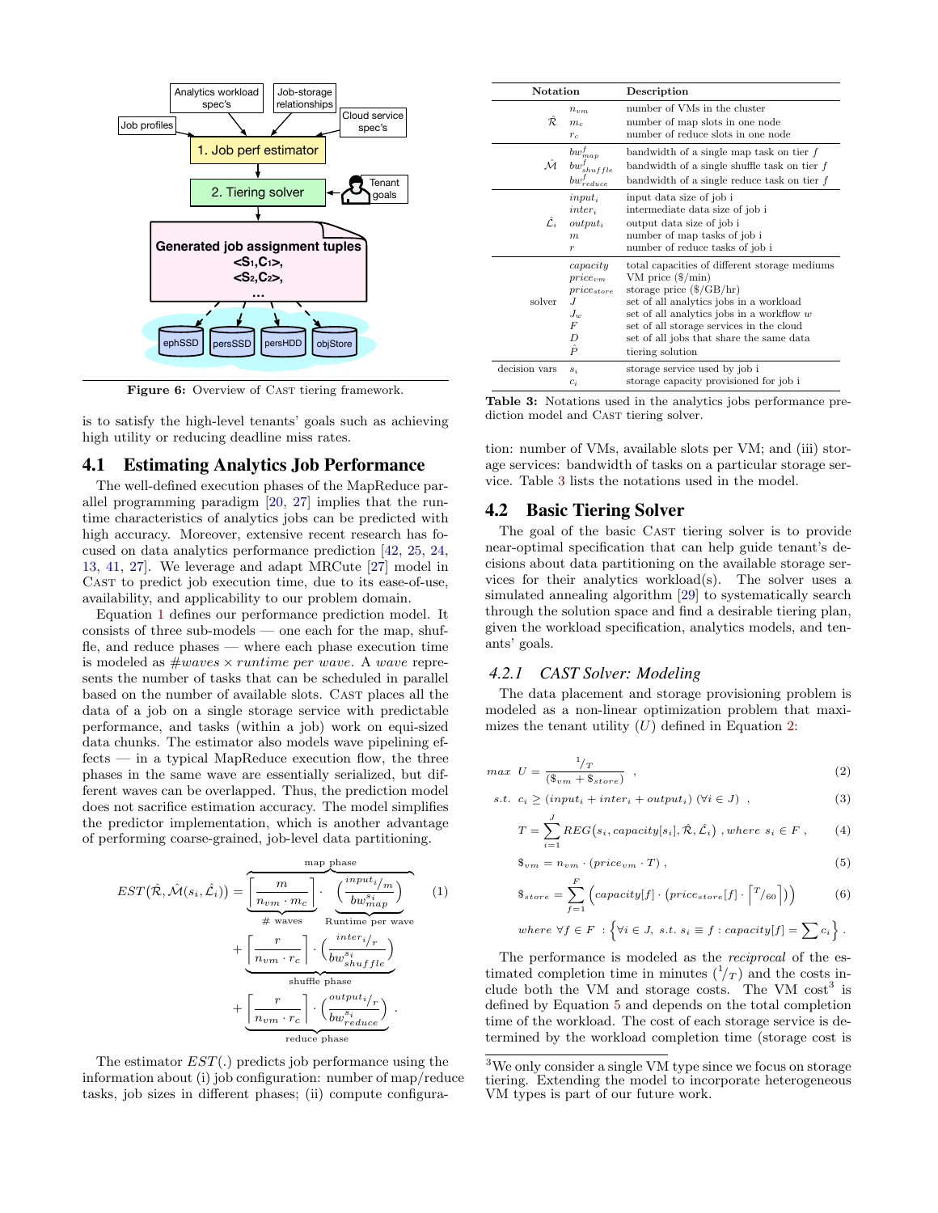Figure 6: Overview of CAST tiering framework.

is to satisfy the high-level tenants' goals such as achieving high utility or reducing deadline miss rates.

## 4.1 Estimating Analytics Job Performance

The well-defined execution phases of the MapReduce parallel programming paradigm [20, 27] implies that the runtime characteristics of analytics jobs can be predicted with high accuracy. Moreover, extensive recent research has focused on data analytics performance prediction [42, 25, 24, 13, 41, 27]. We leverage and adapt MRCute [27] model in CAST to predict job execution time, due to its ease-of-use, availability, and applicability to our problem domain.

Equation 1 defines our performance prediction model. It consists of three sub-models — one each for the map, shuffle, and reduce phases — where each phase execution time is modeled as $\#waves \times runtime\ per\ wave$. A *wave* represents the number of tasks that can be scheduled in parallel based on the number of available slots. CAST places all the data of a job on a single storage service with predictable performance, and tasks (within a job) work on equi-sized data chunks. The estimator also models wave pipelining effects — in a typical MapReduce execution flow, the three phases in the same wave are essentially serialized, but different waves can be overlapped. Thus, the prediction model does not sacrifice estimation accuracy. The model simplifies the predictor implementation, which is another advantage of performing coarse-grained, job-level data partitioning.

$$
\begin{aligned}
EST\big(\hat{\mathcal{R}}, \hat{\mathcal{M}}(s_i, \hat{\mathcal{L}}_i)\big) = \; & \overbrace{\underbrace{\left\lceil \frac{m}{n_{vm} \cdot m_c} \right\rceil}_{\#\text{ waves}} \cdot \underbrace{\left( \frac{input_i/m}{bw_{map}^{s_i}} \right)}_{\text{Runtime per wave}}}^{\text{map phase}} \\
& + \underbrace{\left\lceil \frac{r}{n_{vm} \cdot r_c} \right\rceil \cdot \left( \frac{inter_i/r}{bw_{shuffle}^{s_i}} \right)}_{\text{shuffle phase}} \\
& + \underbrace{\left\lceil \frac{r}{n_{vm} \cdot r_c} \right\rceil \cdot \left( \frac{output_i/r}{bw_{reduce}^{s_i}} \right)}_{\text{reduce phase}} .
\end{aligned} \tag{1}
$$

The estimator $EST(.)$ predicts job performance using the information about (i) job configuration: number of map/reduce tasks, job sizes in different phases; (ii) compute configuration: number of VMs, available slots per VM; and (iii) storage services: bandwidth of tasks on a particular storage service. Table 3 lists the notations used in the model.

| Notation | | Description |
|---|---|---|
| $\hat{\mathcal{R}}$ | $n_{vm}$ | number of VMs in the cluster |
| | $m_c$ | number of map slots in one node |
| | $r_c$ | number of reduce slots in one node |
| $\hat{\mathcal{M}}$ | $bw^f_{map}$ | bandwidth of a single map task on tier $f$ |
| | $bw^f_{shuffle}$ | bandwidth of a single shuffle task on tier $f$ |
| | $bw^f_{reduce}$ | bandwidth of a single reduce task on tier $f$ |
| $\hat{\mathcal{L}}_i$ | $input_i$ | input data size of job i |
| | $inter_i$ | intermediate data size of job i |
| | $output_i$ | output data size of job i |
| | $m$ | number of map tasks of job i |
| | $r$ | number of reduce tasks of job i |
| solver | $capacity$ | total capacities of different storage mediums |
| | $price_{vm}$ | VM price (\$/min) |
| | $price_{store}$ | storage price (\$/GB/hr) |
| | $J$ | set of all analytics jobs in a workload |
| | $J_w$ | set of all analytics jobs in a workflow $w$ |
| | $F$ | set of all storage services in the cloud |
| | $D$ | set of all jobs that share the same data |
| | $\hat{P}$ | tiering solution |
| decision vars | $s_i$ | storage service used by job i |
| | $c_i$ | storage capacity provisioned for job i |

Table 3: Notations used in the analytics jobs performance prediction model and CAST tiering solver.

## 4.2 Basic Tiering Solver

The goal of the basic CAST tiering solver is to provide near-optimal specification that can help guide tenant's decisions about data partitioning on the available storage services for their analytics workload(s). The solver uses a simulated annealing algorithm [29] to systematically search through the solution space and find a desirable tiering plan, given the workload specification, analytics models, and tenants' goals.

### 4.2.1 CAST Solver: Modeling

The data placement and storage provisioning problem is modeled as a non-linear optimization problem that maximizes the tenant utility ($U$) defined in Equation 2:

$$max \;\; U = \frac{1/T}{(\$_{vm} + \$_{store})} \;\; , \tag{2}$$

$$s.t. \;\; c_i \geq (input_i + inter_i + output_i) \; (\forall i \in J) \;\; , \tag{3}$$

$$T = \sum_{i=1}^{J} REG\big(s_i, capacity[s_i], \hat{\mathcal{R}}, \hat{\mathcal{L}}_i\big) \; , where \; s_i \in F \; , \tag{4}$$

$$\$_{vm} = n_{vm} \cdot (price_{vm} \cdot T) \; , \tag{5}$$

$$\$_{store} = \sum_{f=1}^{F} \Big( capacity[f] \cdot \big(price_{store}[f] \cdot \lceil T/60 \rceil \big) \Big) \tag{6}$$

$$where \; \forall f \in F \; : \Big\{ \forall i \in J, \; s.t. \; s_i \equiv f : capacity[f] = \sum c_i \Big\} \; .$$

The performance is modeled as the *reciprocal* of the estimated completion time in minutes ($1/T$) and the costs include both the VM and storage costs. The VM cost[3] is defined by Equation 5 and depends on the total completion time of the workload. The cost of each storage service is determined by the workload completion time (storage cost is

[3] We only consider a single VM type since we focus on storage tiering. Extending the model to incorporate heterogeneous VM types is part of our future work.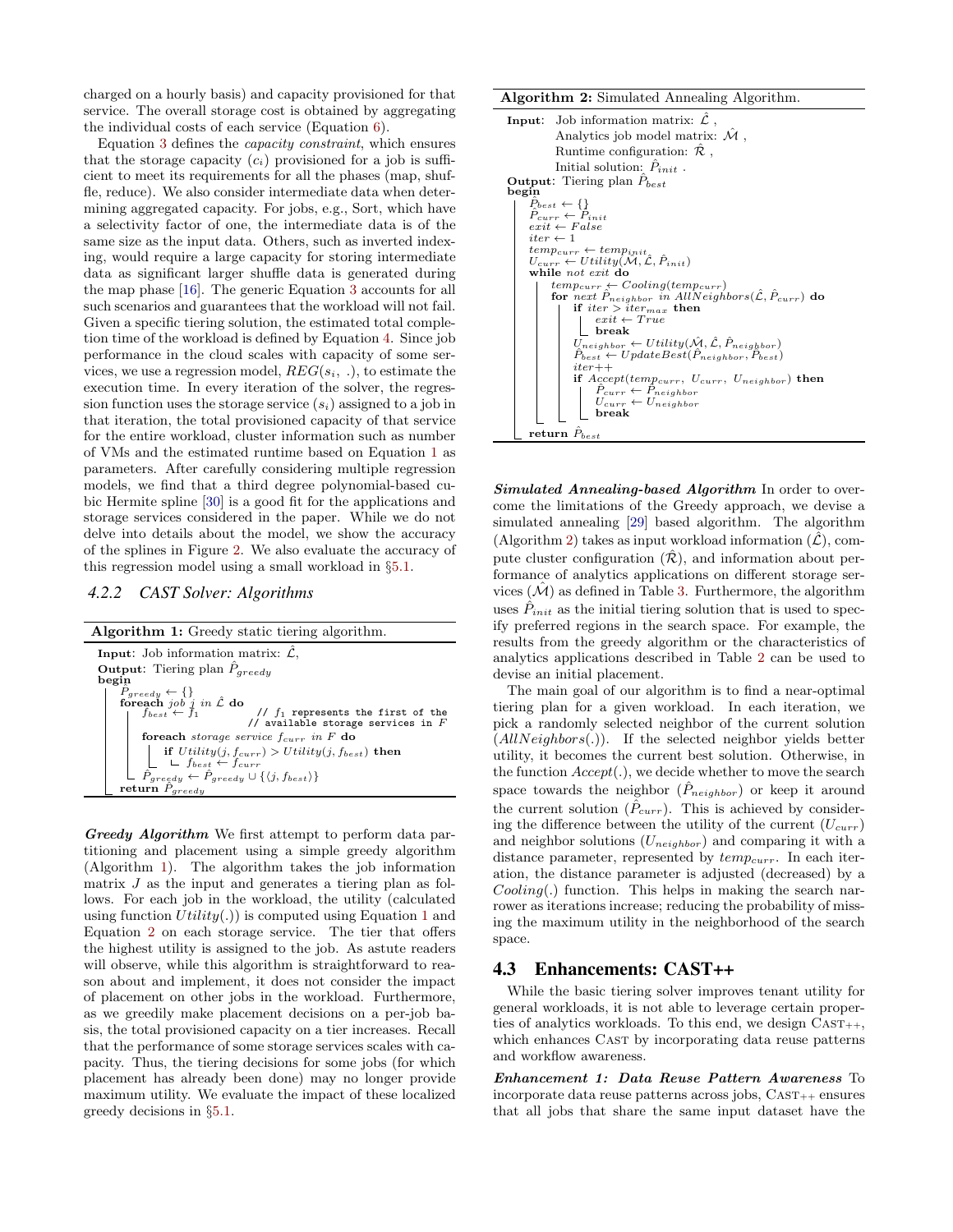charged on a hourly basis) and capacity provisioned for that service. The overall storage cost is obtained by aggregating the individual costs of each service (Equation 6).

Equation 3 defines the *capacity constraint*, which ensures that the storage capacity ($c_i$) provisioned for a job is sufficient to meet its requirements for all the phases (map, shuffle, reduce). We also consider intermediate data when determining aggregated capacity. For jobs, e.g., Sort, which have a selectivity factor of one, the intermediate data is of the same size as the input data. Others, such as inverted indexing, would require a large capacity for storing intermediate data as significant larger shuffle data is generated during the map phase [16]. The generic Equation 3 accounts for all such scenarios and guarantees that the workload will not fail. Given a specific tiering solution, the estimated total completion time of the workload is defined by Equation 4. Since job performance in the cloud scales with capacity of some services, we use a regression model, $REG(s_i, .)$, to estimate the execution time. In every iteration of the solver, the regression function uses the storage service ($s_i$) assigned to a job in that iteration, the total provisioned capacity of that service for the entire workload, cluster information such as number of VMs and the estimated runtime based on Equation 1 as parameters. After carefully considering multiple regression models, we find that a third degree polynomial-based cubic Hermite spline [30] is a good fit for the applications and storage services considered in the paper. While we do not delve into details about the model, we show the accuracy of the splines in Figure 2. We also evaluate the accuracy of this regression model using a small workload in §5.1.

### 4.2.2 CAST Solver: Algorithms

**Algorithm 1:** Greedy static tiering algorithm.

```
Input: Job information matrix: L̂,
Output: Tiering plan P̂_greedy
begin
    P̂_greedy ← {}
    foreach job j in L̂ do
        f_best ← f_1          // f_1 represents the first of the
                              // available storage services in F
        foreach storage service f_curr in F do
            if Utility(j, f_curr) > Utility(j, f_best) then
                f_best ← f_curr
        P̂_greedy ← P̂_greedy ∪ {⟨j, f_best⟩}
    return P̂_greedy
```

***Greedy Algorithm*** We first attempt to perform data partitioning and placement using a simple greedy algorithm (Algorithm 1). The algorithm takes the job information matrix $J$ as the input and generates a tiering plan as follows. For each job in the workload, the utility (calculated using function $Utility(.)$) is computed using Equation 1 and Equation 2 on each storage service. The tier that offers the highest utility is assigned to the job. As astute readers will observe, while this algorithm is straightforward to reason about and implement, it does not consider the impact of placement on other jobs in the workload. Furthermore, as we greedily make placement decisions on a per-job basis, the total provisioned capacity on a tier increases. Recall that the performance of some storage services scales with capacity. Thus, the tiering decisions for some jobs (for which placement has already been done) may no longer provide maximum utility. We evaluate the impact of these localized greedy decisions in §5.1.

**Algorithm 2:** Simulated Annealing Algorithm.

```
Input:  Job information matrix: L̂ ,
        Analytics job model matrix: M̂ ,
        Runtime configuration: R̂ ,
        Initial solution: P̂_init .
Output: Tiering plan P̂_best
begin
    P̂_best ← {}
    P̂_curr ← P̂_init
    exit ← False
    iter ← 1
    temp_curr ← temp_init
    U_curr ← Utility(M̂, L̂, P̂_init)
    while not exit do
        temp_curr ← Cooling(temp_curr)
        for next P̂_neighbor in AllNeighbors(L̂, P̂_curr) do
            if iter > iter_max then
                exit ← True
                break
            U_neighbor ← Utility(M̂, L̂, P̂_neighbor)
            P̂_best ← UpdateBest(P̂_neighbor, P̂_best)
            iter++
            if Accept(temp_curr, U_curr, U_neighbor) then
                P̂_curr ← P̂_neighbor
                U_curr ← U_neighbor
                break
    return P̂_best
```

***Simulated Annealing-based Algorithm*** In order to overcome the limitations of the Greedy approach, we devise a simulated annealing [29] based algorithm. The algorithm (Algorithm 2) takes as input workload information ($\hat{\mathcal{L}}$), compute cluster configuration ($\hat{\mathcal{R}}$), and information about performance of analytics applications on different storage services ($\hat{\mathcal{M}}$) as defined in Table 3. Furthermore, the algorithm uses $\hat{P}_{init}$ as the initial tiering solution that is used to specify preferred regions in the search space. For example, the results from the greedy algorithm or the characteristics of analytics applications described in Table 2 can be used to devise an initial placement.

The main goal of our algorithm is to find a near-optimal tiering plan for a given workload. In each iteration, we pick a randomly selected neighbor of the current solution ($AllNeighbors(.)$). If the selected neighbor yields better utility, it becomes the current best solution. Otherwise, in the function $Accept(.)$, we decide whether to move the search space towards the neighbor ($\hat{P}_{neighbor}$) or keep it around the current solution ($\hat{P}_{curr}$). This is achieved by considering the difference between the utility of the current ($U_{curr}$) and neighbor solutions ($U_{neighbor}$) and comparing it with a distance parameter, represented by $temp_{curr}$. In each iteration, the distance parameter is adjusted (decreased) by a $Cooling(.)$ function. This helps in making the search narrower as iterations increase; reducing the probability of missing the maximum utility in the neighborhood of the search space.

## 4.3 Enhancements: CAST++

While the basic tiering solver improves tenant utility for general workloads, it is not able to leverage certain properties of analytics workloads. To this end, we design CAST++, which enhances CAST by incorporating data reuse patterns and workflow awareness.

***Enhancement 1: Data Reuse Pattern Awareness*** To incorporate data reuse patterns across jobs, CAST++ ensures that all jobs that share the same input dataset have the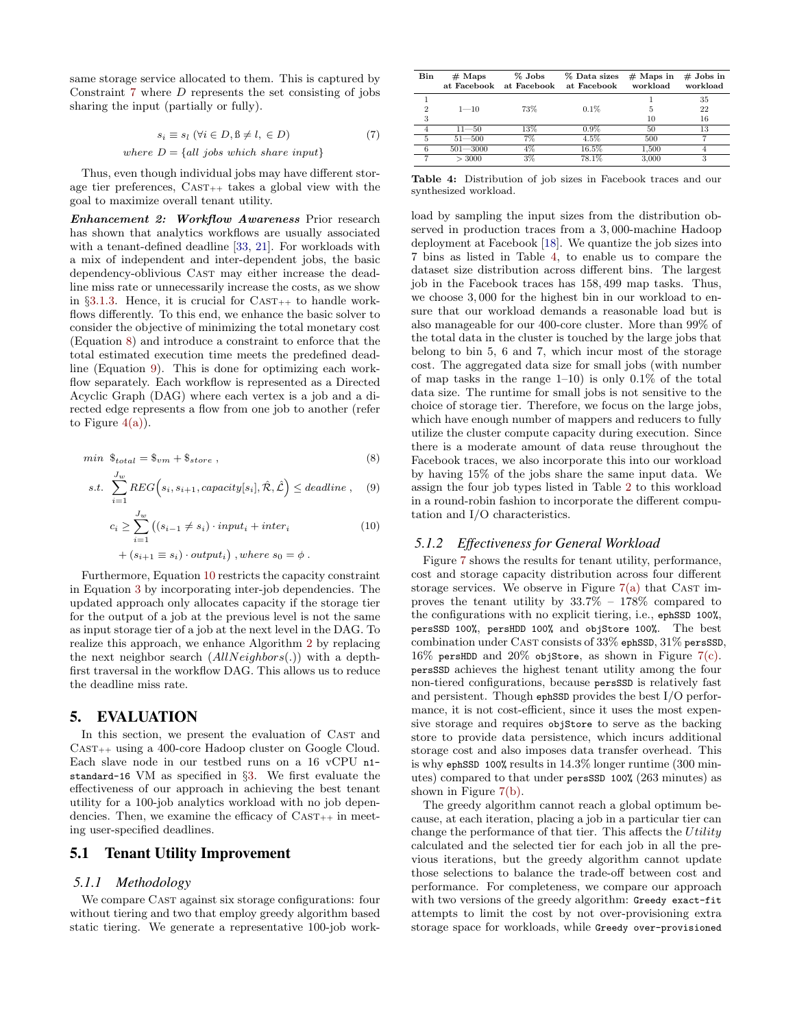same storage service allocated to them. This is captured by Constraint 7 where $D$ represents the set consisting of jobs sharing the input (partially or fully).

$$s_i \equiv s_l \ (\forall i \in D, \text{ß} \neq l, \in D) \tag{7}$$
$$where\ D = \{all\ jobs\ which\ share\ input\}$$

Thus, even though individual jobs may have different storage tier preferences, CAST++ takes a global view with the goal to maximize overall tenant utility.

***Enhancement 2: Workflow Awareness*** Prior research has shown that analytics workflows are usually associated with a tenant-defined deadline [33, 21]. For workloads with a mix of independent and inter-dependent jobs, the basic dependency-oblivious CAST may either increase the deadline miss rate or unnecessarily increase the costs, as we show in §3.1.3. Hence, it is crucial for CAST++ to handle workflows differently. To this end, we enhance the basic solver to consider the objective of minimizing the total monetary cost (Equation 8) and introduce a constraint to enforce that the total estimated execution time meets the predefined deadline (Equation 9). This is done for optimizing each workflow separately. Each workflow is represented as a Directed Acyclic Graph (DAG) where each vertex is a job and a directed edge represents a flow from one job to another (refer to Figure 4(a)).

$$min\ \$_{total} = \$_{vm} + \$_{store}\ , \tag{8}$$

$$s.t.\ \sum_{i=1}^{J_w} REG\Big(s_i, s_{i+1}, capacity[s_i], \hat{\mathcal{R}}, \hat{\mathcal{L}}\Big) \leq deadline\ , \tag{9}$$

$$c_i \geq \sum_{i=1}^{J_w} \big((s_{i-1} \neq s_i) \cdot input_i + inter_i + (s_{i+1} \equiv s_i) \cdot output_i\big)\ , where\ s_0 = \phi\ . \tag{10}$$

Furthermore, Equation 10 restricts the capacity constraint in Equation 3 by incorporating inter-job dependencies. The updated approach only allocates capacity if the storage tier for the output of a job at the previous level is not the same as input storage tier of a job at the next level in the DAG. To realize this approach, we enhance Algorithm 2 by replacing the next neighbor search ($AllNeighbors(.)$) with a depth-first traversal in the workflow DAG. This allows us to reduce the deadline miss rate.

# 5. EVALUATION

In this section, we present the evaluation of CAST and CAST++ using a 400-core Hadoop cluster on Google Cloud. Each slave node in our testbed runs on a 16 vCPU `n1-standard-16` VM as specified in §3. We first evaluate the effectiveness of our approach in achieving the best tenant utility for a 100-job analytics workload with no job dependencies. Then, we examine the efficacy of CAST++ in meeting user-specified deadlines.

## 5.1 Tenant Utility Improvement

### 5.1.1 Methodology

We compare CAST against six storage configurations: four without tiering and two that employ greedy algorithm based static tiering. We generate a representative 100-job workload by sampling the input sizes from the distribution observed in production traces from a 3,000-machine Hadoop deployment at Facebook [18]. We quantize the job sizes into 7 bins as listed in Table 4, to enable us to compare the dataset size distribution across different bins. The largest job in the Facebook traces has 158,499 map tasks. Thus, we choose 3,000 for the highest bin in our workload to ensure that our workload demands a reasonable load but is also manageable for our 400-core cluster. More than 99% of the total data in the cluster is touched by the large jobs that belong to bin 5, 6 and 7, which incur most of the storage cost. The aggregated data size for small jobs (with number of map tasks in the range 1–10) is only 0.1% of the total data size. The runtime for small jobs is not sensitive to the choice of storage tier. Therefore, we focus on the large jobs, which have enough number of mappers and reducers to fully utilize the cluster compute capacity during execution. Since there is a moderate amount of data reuse throughout the Facebook traces, we also incorporate this into our workload by having 15% of the jobs share the same input data. We assign the four job types listed in Table 2 to this workload in a round-robin fashion to incorporate the different computation and I/O characteristics.

| Bin | # Maps at Facebook | % Jobs at Facebook | % Data sizes at Facebook | # Maps in workload | # Jobs in workload |
|---|---|---|---|---|---|
| 1 | | | | 1 | 35 |
| 2 | 1—10 | 73% | 0.1% | 5 | 22 |
| 3 | | | | 10 | 16 |
| 4 | 11—50 | 13% | 0.9% | 50 | 13 |
| 5 | 51—500 | 7% | 4.5% | 500 | 7 |
| 6 | 501—3000 | 4% | 16.5% | 1,500 | 4 |
| 7 | > 3000 | 3% | 78.1% | 3,000 | 3 |

**Table 4:** Distribution of job sizes in Facebook traces and our synthesized workload.

### 5.1.2 Effectiveness for General Workload

Figure 7 shows the results for tenant utility, performance, cost and storage capacity distribution across four different storage services. We observe in Figure 7(a) that CAST improves the tenant utility by 33.7% – 178% compared to the configurations with no explicit tiering, i.e., `ephSSD 100%`, `persSSD 100%`, `persHDD 100%` and `objStore 100%`. The best combination under CAST consists of 33% `ephSSD`, 31% `persSSD`, 16% `persHDD` and 20% `objStore`, as shown in Figure 7(c). `persSSD` achieves the highest tenant utility among the four non-tiered configurations, because `persSSD` is relatively fast and persistent. Though `ephSSD` provides the best I/O performance, it is not cost-efficient, since it uses the most expensive storage and requires `objStore` to serve as the backing store to provide data persistence, which incurs additional storage cost and also imposes data transfer overhead. This is why `ephSSD 100%` results in 14.3% longer runtime (300 minutes) compared to that under `persSSD 100%` (263 minutes) as shown in Figure 7(b).

The greedy algorithm cannot reach a global optimum because, at each iteration, placing a job in a particular tier can change the performance of that tier. This affects the $Utility$ calculated and the selected tier for each job in all the previous iterations, but the greedy algorithm cannot update those selections to balance the trade-off between cost and performance. For completeness, we compare our approach with two versions of the greedy algorithm: `Greedy exact-fit` attempts to limit the cost by not over-provisioning extra storage space for workloads, while `Greedy over-provisioned`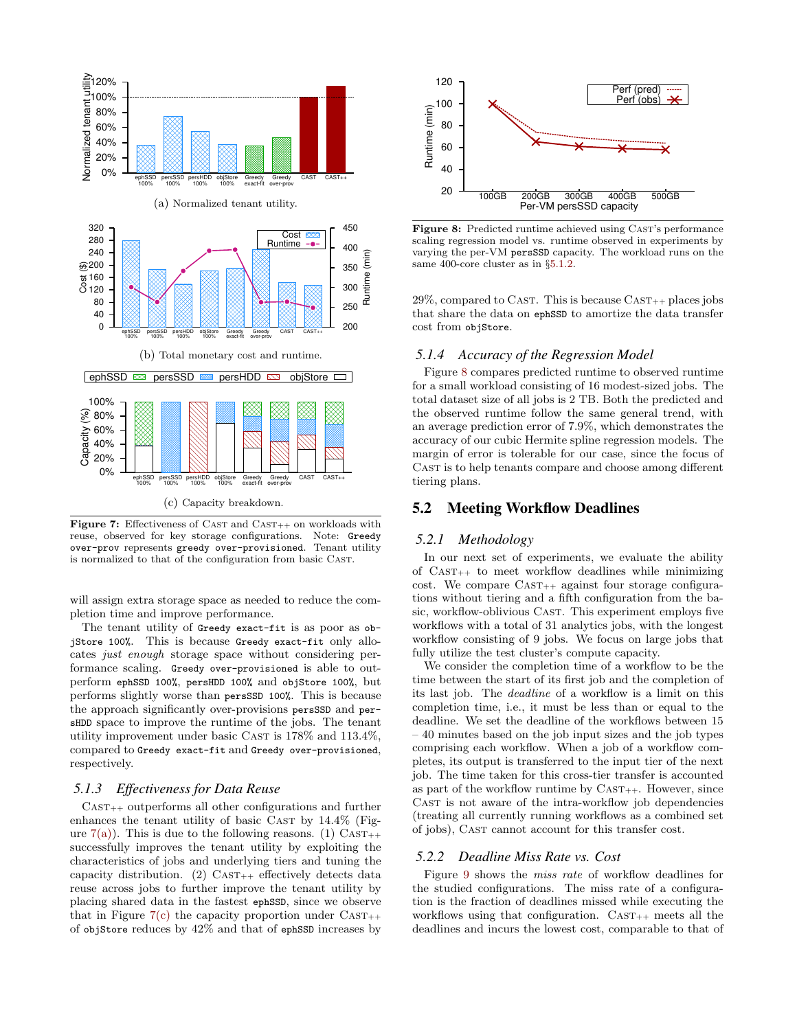Figure 7: Effectiveness of CAST and CAST++ on workloads with reuse, observed for key storage configurations. Note: `Greedy over-prov` represents `greedy over-provisioned`. Tenant utility is normalized to that of the configuration from basic CAST.

(a) Normalized tenant utility.

(b) Total monetary cost and runtime.

(c) Capacity breakdown.

will assign extra storage space as needed to reduce the completion time and improve performance.

The tenant utility of `Greedy exact-fit` is as poor as `objStore 100%`. This is because `Greedy exact-fit` only allocates *just enough* storage space without considering performance scaling. `Greedy over-provisioned` is able to outperform `ephSSD 100%`, `persHDD 100%` and `objStore 100%`, but performs slightly worse than `persSSD 100%`. This is because the approach significantly over-provisions `persSSD` and `persHDD` space to improve the runtime of the jobs. The tenant utility improvement under basic CAST is 178% and 113.4%, compared to `Greedy exact-fit` and `Greedy over-provisioned`, respectively.

### 5.1.3 Effectiveness for Data Reuse

CAST++ outperforms all other configurations and further enhances the tenant utility of basic CAST by 14.4% (Figure 7(a)). This is due to the following reasons. (1) CAST++ successfully improves the tenant utility by exploiting the characteristics of jobs and underlying tiers and tuning the capacity distribution. (2) CAST++ effectively detects data reuse across jobs to further improve the tenant utility by placing shared data in the fastest `ephSSD`, since we observe that in Figure 7(c) the capacity proportion under CAST++ of `objStore` reduces by 42% and that of `ephSSD` increases by 29%, compared to CAST. This is because CAST++ places jobs that share the data on `ephSSD` to amortize the data transfer cost from `objStore`.

Figure 8: Predicted runtime achieved using CAST's performance scaling regression model vs. runtime observed in experiments by varying the per-VM `persSSD` capacity. The workload runs on the same 400-core cluster as in §5.1.2.

### 5.1.4 Accuracy of the Regression Model

Figure 8 compares predicted runtime to observed runtime for a small workload consisting of 16 modest-sized jobs. The total dataset size of all jobs is 2 TB. Both the predicted and the observed runtime follow the same general trend, with an average prediction error of 7.9%, which demonstrates the accuracy of our cubic Hermite spline regression models. The margin of error is tolerable for our case, since the focus of CAST is to help tenants compare and choose among different tiering plans.

## 5.2 Meeting Workflow Deadlines

### 5.2.1 Methodology

In our next set of experiments, we evaluate the ability of CAST++ to meet workflow deadlines while minimizing cost. We compare CAST++ against four storage configurations without tiering and a fifth configuration from the basic, workflow-oblivious CAST. This experiment employs five workflows with a total of 31 analytics jobs, with the longest workflow consisting of 9 jobs. We focus on large jobs that fully utilize the test cluster's compute capacity.

We consider the completion time of a workflow to be the time between the start of its first job and the completion of its last job. The *deadline* of a workflow is a limit on this completion time, i.e., it must be less than or equal to the deadline. We set the deadline of the workflows between 15 – 40 minutes based on the job input sizes and the job types comprising each workflow. When a job of a workflow completes, its output is transferred to the input tier of the next job. The time taken for this cross-tier transfer is accounted as part of the workflow runtime by CAST++. However, since CAST is not aware of the intra-workflow job dependencies (treating all currently running workflows as a combined set of jobs), CAST cannot account for this transfer cost.

### 5.2.2 Deadline Miss Rate vs. Cost

Figure 9 shows the *miss rate* of workflow deadlines for the studied configurations. The miss rate of a configuration is the fraction of deadlines missed while executing the workflows using that configuration. CAST++ meets all the deadlines and incurs the lowest cost, comparable to that of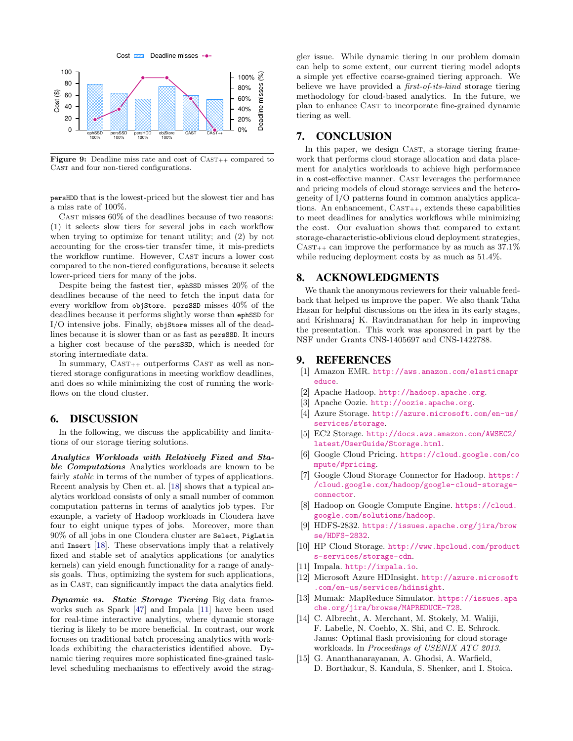Figure 9: Deadline miss rate and cost of CAST++ compared to CAST and four non-tiered configurations.

persHDD that is the lowest-priced but the slowest tier and has a miss rate of 100%.

CAST misses 60% of the deadlines because of two reasons: (1) it selects slow tiers for several jobs in each workflow when trying to optimize for tenant utility; and (2) by not accounting for the cross-tier transfer time, it mis-predicts the workflow runtime. However, CAST incurs a lower cost compared to the non-tiered configurations, because it selects lower-priced tiers for many of the jobs.

Despite being the fastest tier, ephSSD misses 20% of the deadlines because of the need to fetch the input data for every workflow from objStore. persSSD misses 40% of the deadlines because it performs slightly worse than ephSSD for I/O intensive jobs. Finally, objStore misses all of the deadlines because it is slower than or as fast as persSSD. It incurs a higher cost because of the persSSD, which is needed for storing intermediate data.

In summary, CAST++ outperforms CAST as well as non-tiered storage configurations in meeting workflow deadlines, and does so while minimizing the cost of running the workflows on the cloud cluster.

# 6. DISCUSSION

In the following, we discuss the applicability and limitations of our storage tiering solutions.

***Analytics Workloads with Relatively Fixed and Stable Computations*** Analytics workloads are known to be fairly *stable* in terms of the number of types of applications. Recent analysis by Chen et. al. [18] shows that a typical analytics workload consists of only a small number of common computation patterns in terms of analytics job types. For example, a variety of Hadoop workloads in Cloudera have four to eight unique types of jobs. Moreover, more than 90% of all jobs in one Cloudera cluster are Select, PigLatin and Insert [18]. These observations imply that a relatively fixed and stable set of analytics applications (or analytics kernels) can yield enough functionality for a range of analysis goals. Thus, optimizing the system for such applications, as in CAST, can significantly impact the data analytics field.

***Dynamic vs. Static Storage Tiering*** Big data frameworks such as Spark [47] and Impala [11] have been used for real-time interactive analytics, where dynamic storage tiering is likely to be more beneficial. In contrast, our work focuses on traditional batch processing analytics with workloads exhibiting the characteristics identified above. Dynamic tiering requires more sophisticated fine-grained task-level scheduling mechanisms to effectively avoid the straggler issue. While dynamic tiering in our problem domain can help to some extent, our current tiering model adopts a simple yet effective coarse-grained tiering approach. We believe we have provided a *first-of-its-kind* storage tiering methodology for cloud-based analytics. In the future, we plan to enhance CAST to incorporate fine-grained dynamic tiering as well.

# 7. CONCLUSION

In this paper, we design CAST, a storage tiering framework that performs cloud storage allocation and data placement for analytics workloads to achieve high performance in a cost-effective manner. CAST leverages the performance and pricing models of cloud storage services and the heterogeneity of I/O patterns found in common analytics applications. An enhancement, CAST++, extends these capabilities to meet deadlines for analytics workflows while minimizing the cost. Our evaluation shows that compared to extant storage-characteristic-oblivious cloud deployment strategies, CAST++ can improve the performance by as much as 37.1% while reducing deployment costs by as much as 51.4%.

# 8. ACKNOWLEDGMENTS

We thank the anonymous reviewers for their valuable feedback that helped us improve the paper. We also thank Taha Hasan for helpful discussions on the idea in its early stages, and Krishnaraj K. Ravindranathan for help in improving the presentation. This work was sponsored in part by the NSF under Grants CNS-1405697 and CNS-1422788.

# 9. REFERENCES

[1] Amazon EMR. http://aws.amazon.com/elasticmapreduce.

[2] Apache Hadoop. http://hadoop.apache.org.

[3] Apache Oozie. http://oozie.apache.org.

[4] Azure Storage. http://azure.microsoft.com/en-us/services/storage.

[5] EC2 Storage. http://docs.aws.amazon.com/AWSEC2/latest/UserGuide/Storage.html.

[6] Google Cloud Pricing. https://cloud.google.com/compute/#pricing.

[7] Google Cloud Storage Connector for Hadoop. https://cloud.google.com/hadoop/google-cloud-storage-connector.

[8] Hadoop on Google Compute Engine. https://cloud.google.com/solutions/hadoop.

[9] HDFS-2832. https://issues.apache.org/jira/browse/HDFS-2832.

[10] HP Cloud Storage. http://www.hpcloud.com/products-services/storage-cdn.

[11] Impala. http://impala.io.

[12] Microsoft Azure HDInsight. http://azure.microsoft.com/en-us/services/hdinsight.

[13] Mumak: MapReduce Simulator. https://issues.apache.org/jira/browse/MAPREDUCE-728.

[14] C. Albrecht, A. Merchant, M. Stokely, M. Waliji, F. Labelle, N. Coehlo, X. Shi, and C. E. Schrock. Janus: Optimal flash provisioning for cloud storage workloads. In *Proceedings of USENIX ATC 2013*.

[15] G. Ananthanarayanan, A. Ghodsi, A. Warfield, D. Borthakur, S. Kandula, S. Shenker, and I. Stoica.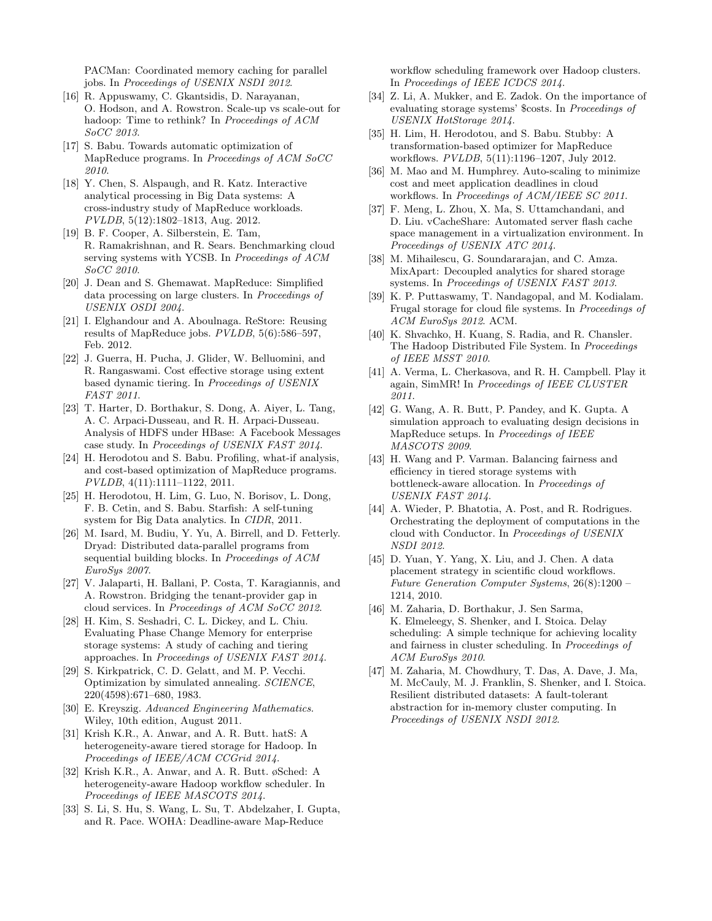PACMan: Coordinated memory caching for parallel jobs. In *Proceedings of USENIX NSDI 2012*.

[16] R. Appuswamy, C. Gkantsidis, D. Narayanan, O. Hodson, and A. Rowstron. Scale-up vs scale-out for hadoop: Time to rethink? In *Proceedings of ACM SoCC 2013*.

[17] S. Babu. Towards automatic optimization of MapReduce programs. In *Proceedings of ACM SoCC 2010*.

[18] Y. Chen, S. Alspaugh, and R. Katz. Interactive analytical processing in Big Data systems: A cross-industry study of MapReduce workloads. *PVLDB*, 5(12):1802–1813, Aug. 2012.

[19] B. F. Cooper, A. Silberstein, E. Tam, R. Ramakrishnan, and R. Sears. Benchmarking cloud serving systems with YCSB. In *Proceedings of ACM SoCC 2010*.

[20] J. Dean and S. Ghemawat. MapReduce: Simplified data processing on large clusters. In *Proceedings of USENIX OSDI 2004*.

[21] I. Elghandour and A. Aboulnaga. ReStore: Reusing results of MapReduce jobs. *PVLDB*, 5(6):586–597, Feb. 2012.

[22] J. Guerra, H. Pucha, J. Glider, W. Belluomini, and R. Rangaswami. Cost effective storage using extent based dynamic tiering. In *Proceedings of USENIX FAST 2011*.

[23] T. Harter, D. Borthakur, S. Dong, A. Aiyer, L. Tang, A. C. Arpaci-Dusseau, and R. H. Arpaci-Dusseau. Analysis of HDFS under HBase: A Facebook Messages case study. In *Proceedings of USENIX FAST 2014*.

[24] H. Herodotou and S. Babu. Profiling, what-if analysis, and cost-based optimization of MapReduce programs. *PVLDB*, 4(11):1111–1122, 2011.

[25] H. Herodotou, H. Lim, G. Luo, N. Borisov, L. Dong, F. B. Cetin, and S. Babu. Starfish: A self-tuning system for Big Data analytics. In *CIDR*, 2011.

[26] M. Isard, M. Budiu, Y. Yu, A. Birrell, and D. Fetterly. Dryad: Distributed data-parallel programs from sequential building blocks. In *Proceedings of ACM EuroSys 2007*.

[27] V. Jalaparti, H. Ballani, P. Costa, T. Karagiannis, and A. Rowstron. Bridging the tenant-provider gap in cloud services. In *Proceedings of ACM SoCC 2012*.

[28] H. Kim, S. Seshadri, C. L. Dickey, and L. Chiu. Evaluating Phase Change Memory for enterprise storage systems: A study of caching and tiering approaches. In *Proceedings of USENIX FAST 2014*.

[29] S. Kirkpatrick, C. D. Gelatt, and M. P. Vecchi. Optimization by simulated annealing. *SCIENCE*, 220(4598):671–680, 1983.

[30] E. Kreyszig. *Advanced Engineering Mathematics*. Wiley, 10th edition, August 2011.

[31] Krish K.R., A. Anwar, and A. R. Butt. hatS: A heterogeneity-aware tiered storage for Hadoop. In *Proceedings of IEEE/ACM CCGrid 2014*.

[32] Krish K.R., A. Anwar, and A. R. Butt. øSched: A heterogeneity-aware Hadoop workflow scheduler. In *Proceedings of IEEE MASCOTS 2014*.

[33] S. Li, S. Hu, S. Wang, L. Su, T. Abdelzaher, I. Gupta, and R. Pace. WOHA: Deadline-aware Map-Reduce workflow scheduling framework over Hadoop clusters. In *Proceedings of IEEE ICDCS 2014*.

[34] Z. Li, A. Mukker, and E. Zadok. On the importance of evaluating storage systems' $costs. In *Proceedings of USENIX HotStorage 2014*.

[35] H. Lim, H. Herodotou, and S. Babu. Stubby: A transformation-based optimizer for MapReduce workflows. *PVLDB*, 5(11):1196–1207, July 2012.

[36] M. Mao and M. Humphrey. Auto-scaling to minimize cost and meet application deadlines in cloud workflows. In *Proceedings of ACM/IEEE SC 2011*.

[37] F. Meng, L. Zhou, X. Ma, S. Uttamchandani, and D. Liu. vCacheShare: Automated server flash cache space management in a virtualization environment. In *Proceedings of USENIX ATC 2014*.

[38] M. Mihailescu, G. Soundararajan, and C. Amza. MixApart: Decoupled analytics for shared storage systems. In *Proceedings of USENIX FAST 2013*.

[39] K. P. Puttaswamy, T. Nandagopal, and M. Kodialam. Frugal storage for cloud file systems. In *Proceedings of ACM EuroSys 2012*. ACM.

[40] K. Shvachko, H. Kuang, S. Radia, and R. Chansler. The Hadoop Distributed File System. In *Proceedings of IEEE MSST 2010*.

[41] A. Verma, L. Cherkasova, and R. H. Campbell. Play it again, SimMR! In *Proceedings of IEEE CLUSTER 2011*.

[42] G. Wang, A. R. Butt, P. Pandey, and K. Gupta. A simulation approach to evaluating design decisions in MapReduce setups. In *Proceedings of IEEE MASCOTS 2009*.

[43] H. Wang and P. Varman. Balancing fairness and efficiency in tiered storage systems with bottleneck-aware allocation. In *Proceedings of USENIX FAST 2014*.

[44] A. Wieder, P. Bhatotia, A. Post, and R. Rodrigues. Orchestrating the deployment of computations in the cloud with Conductor. In *Proceedings of USENIX NSDI 2012*.

[45] D. Yuan, Y. Yang, X. Liu, and J. Chen. A data placement strategy in scientific cloud workflows. *Future Generation Computer Systems*, 26(8):1200 – 1214, 2010.

[46] M. Zaharia, D. Borthakur, J. Sen Sarma, K. Elmeleegy, S. Shenker, and I. Stoica. Delay scheduling: A simple technique for achieving locality and fairness in cluster scheduling. In *Proceedings of ACM EuroSys 2010*.

[47] M. Zaharia, M. Chowdhury, T. Das, A. Dave, J. Ma, M. McCauly, M. J. Franklin, S. Shenker, and I. Stoica. Resilient distributed datasets: A fault-tolerant abstraction for in-memory cluster computing. In *Proceedings of USENIX NSDI 2012*.